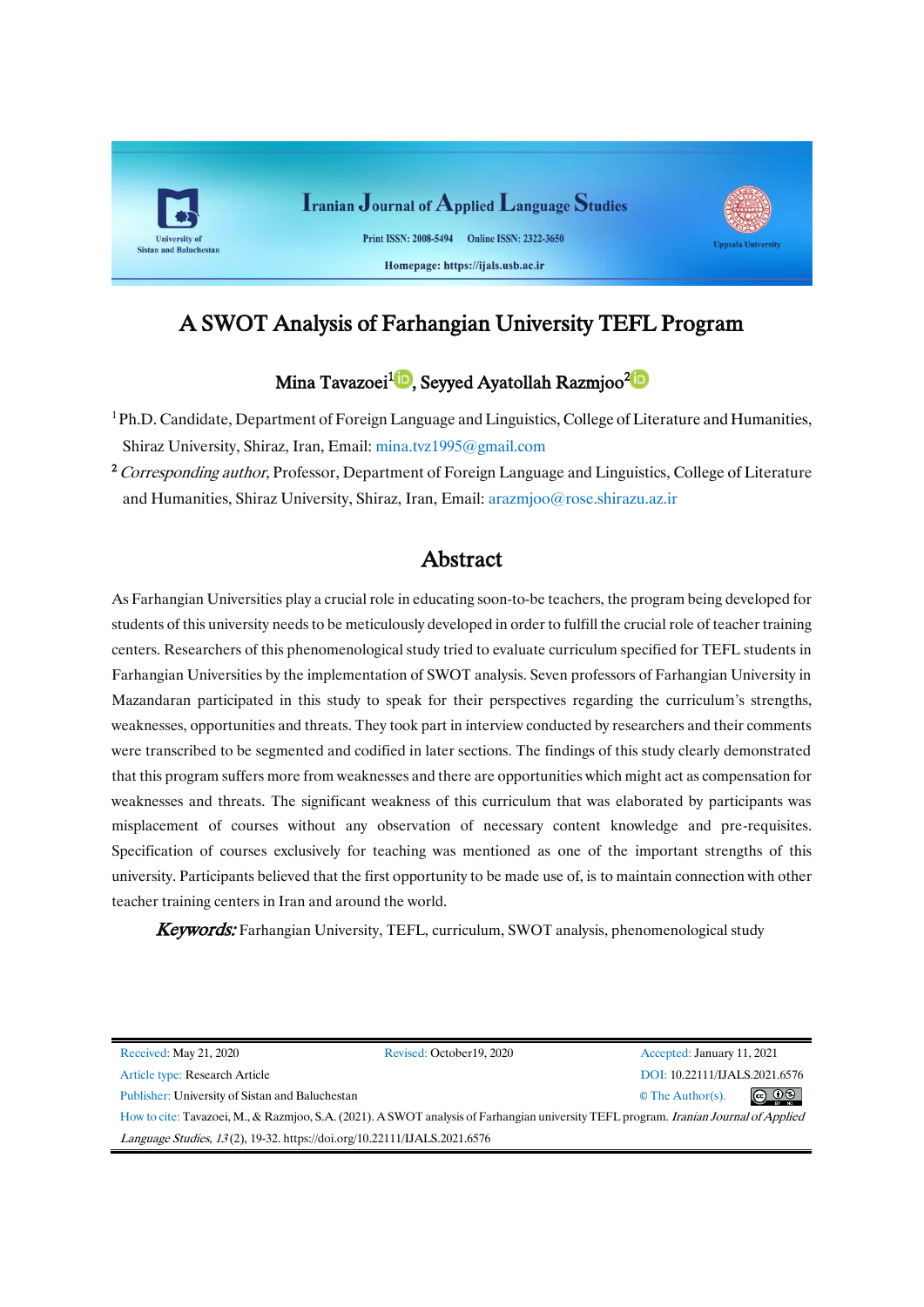# A SWOT Analysis of Farhangian University TEFL Program

Mina Tavazoei[1], Seyyed Ayatollah Razmjoo[2]

[1] Ph.D. Candidate, Department of Foreign Language and Linguistics, College of Literature and Humanities, Shiraz University, Shiraz, Iran, Email: mina.tvz1995@gmail.com

[2] *Corresponding author*, Professor, Department of Foreign Language and Linguistics, College of Literature and Humanities, Shiraz University, Shiraz, Iran, Email: arazmjoo@rose.shirazu.az.ir

## Abstract

As Farhangian Universities play a crucial role in educating soon-to-be teachers, the program being developed for students of this university needs to be meticulously developed in order to fulfill the crucial role of teacher training centers. Researchers of this phenomenological study tried to evaluate curriculum specified for TEFL students in Farhangian Universities by the implementation of SWOT analysis. Seven professors of Farhangian University in Mazandaran participated in this study to speak for their perspectives regarding the curriculum's strengths, weaknesses, opportunities and threats. They took part in interview conducted by researchers and their comments were transcribed to be segmented and codified in later sections. The findings of this study clearly demonstrated that this program suffers more from weaknesses and there are opportunities which might act as compensation for weaknesses and threats. The significant weakness of this curriculum that was elaborated by participants was misplacement of courses without any observation of necessary content knowledge and pre-requisites. Specification of courses exclusively for teaching was mentioned as one of the important strengths of this university. Participants believed that the first opportunity to be made use of, is to maintain connection with other teacher training centers in Iran and around the world.

***Keywords:*** Farhangian University, TEFL, curriculum, SWOT analysis, phenomenological study

Received: May 21, 2020 | Revised: October19, 2020 | Accepted: January 11, 2021

Article type: Research Article

DOI: 10.22111/IJALS.2021.6576

Publisher: University of Sistan and Baluchestan

© The Author(s).

How to cite: Tavazoei, M., & Razmjoo, S.A. (2021). A SWOT analysis of Farhangian university TEFL program. *Iranian Journal of Applied Language Studies*, *13*(2), 19-32. https://doi.org/10.22111/IJALS.2021.6576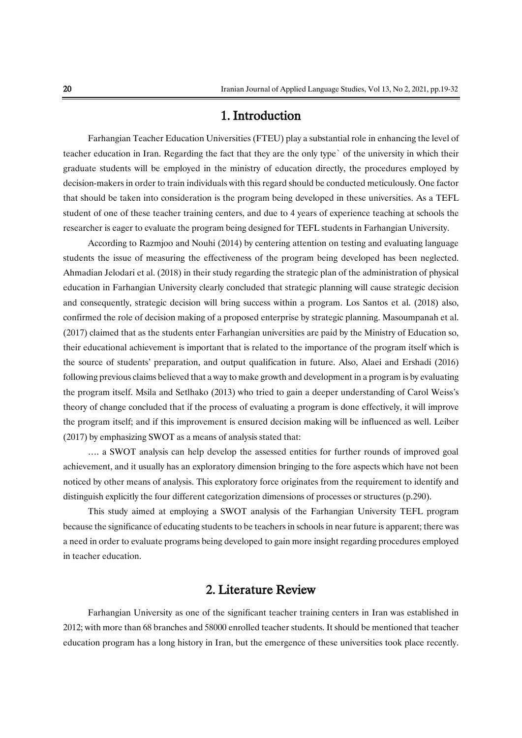## 1. Introduction

Farhangian Teacher Education Universities (FTEU) play a substantial role in enhancing the level of teacher education in Iran. Regarding the fact that they are the only type` of the university in which their graduate students will be employed in the ministry of education directly, the procedures employed by decision-makers in order to train individuals with this regard should be conducted meticulously. One factor that should be taken into consideration is the program being developed in these universities. As a TEFL student of one of these teacher training centers, and due to 4 years of experience teaching at schools the researcher is eager to evaluate the program being designed for TEFL students in Farhangian University.

According to Razmjoo and Nouhi (2014) by centering attention on testing and evaluating language students the issue of measuring the effectiveness of the program being developed has been neglected. Ahmadian Jelodari et al. (2018) in their study regarding the strategic plan of the administration of physical education in Farhangian University clearly concluded that strategic planning will cause strategic decision and consequently, strategic decision will bring success within a program. Los Santos et al. (2018) also, confirmed the role of decision making of a proposed enterprise by strategic planning. Masoumpanah et al. (2017) claimed that as the students enter Farhangian universities are paid by the Ministry of Education so, their educational achievement is important that is related to the importance of the program itself which is the source of students' preparation, and output qualification in future. Also, Alaei and Ershadi (2016) following previous claims believed that a way to make growth and development in a program is by evaluating the program itself. Msila and Setlhako (2013) who tried to gain a deeper understanding of Carol Weiss's theory of change concluded that if the process of evaluating a program is done effectively, it will improve the program itself; and if this improvement is ensured decision making will be influenced as well. Leiber (2017) by emphasizing SWOT as a means of analysis stated that:

…. a SWOT analysis can help develop the assessed entities for further rounds of improved goal achievement, and it usually has an exploratory dimension bringing to the fore aspects which have not been noticed by other means of analysis. This exploratory force originates from the requirement to identify and distinguish explicitly the four different categorization dimensions of processes or structures (p.290).

This study aimed at employing a SWOT analysis of the Farhangian University TEFL program because the significance of educating students to be teachers in schools in near future is apparent; there was a need in order to evaluate programs being developed to gain more insight regarding procedures employed in teacher education.

## 2. Literature Review

Farhangian University as one of the significant teacher training centers in Iran was established in 2012; with more than 68 branches and 58000 enrolled teacher students. It should be mentioned that teacher education program has a long history in Iran, but the emergence of these universities took place recently.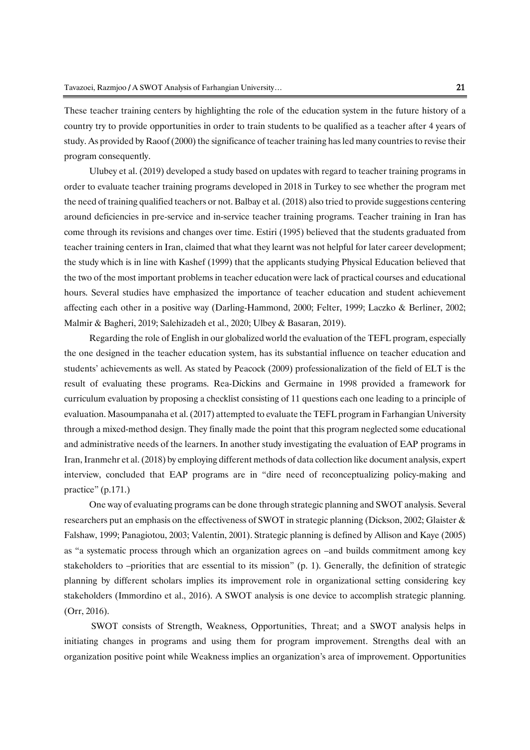These teacher training centers by highlighting the role of the education system in the future history of a country try to provide opportunities in order to train students to be qualified as a teacher after 4 years of study. As provided by Raoof (2000) the significance of teacher training has led many countries to revise their program consequently.

Ulubey et al. (2019) developed a study based on updates with regard to teacher training programs in order to evaluate teacher training programs developed in 2018 in Turkey to see whether the program met the need of training qualified teachers or not. Balbay et al. (2018) also tried to provide suggestions centering around deficiencies in pre-service and in-service teacher training programs. Teacher training in Iran has come through its revisions and changes over time. Estiri (1995) believed that the students graduated from teacher training centers in Iran, claimed that what they learnt was not helpful for later career development; the study which is in line with Kashef (1999) that the applicants studying Physical Education believed that the two of the most important problems in teacher education were lack of practical courses and educational hours. Several studies have emphasized the importance of teacher education and student achievement affecting each other in a positive way (Darling-Hammond, 2000; Felter, 1999; Laczko & Berliner, 2002; Malmir & Bagheri, 2019; Salehizadeh et al., 2020; Ulbey & Basaran, 2019).

Regarding the role of English in our globalized world the evaluation of the TEFL program, especially the one designed in the teacher education system, has its substantial influence on teacher education and students' achievements as well. As stated by Peacock (2009) professionalization of the field of ELT is the result of evaluating these programs. Rea-Dickins and Germaine in 1998 provided a framework for curriculum evaluation by proposing a checklist consisting of 11 questions each one leading to a principle of evaluation. Masoumpanaha et al. (2017) attempted to evaluate the TEFL program in Farhangian University through a mixed-method design. They finally made the point that this program neglected some educational and administrative needs of the learners. In another study investigating the evaluation of EAP programs in Iran, Iranmehr et al. (2018) by employing different methods of data collection like document analysis, expert interview, concluded that EAP programs are in "dire need of reconceptualizing policy-making and practice" (p.171.)

One way of evaluating programs can be done through strategic planning and SWOT analysis. Several researchers put an emphasis on the effectiveness of SWOT in strategic planning (Dickson, 2002; Glaister & Falshaw, 1999; Panagiotou, 2003; Valentin, 2001). Strategic planning is defined by Allison and Kaye (2005) as "a systematic process through which an organization agrees on –and builds commitment among key stakeholders to –priorities that are essential to its mission" (p. 1). Generally, the definition of strategic planning by different scholars implies its improvement role in organizational setting considering key stakeholders (Immordino et al., 2016). A SWOT analysis is one device to accomplish strategic planning. (Orr, 2016).

SWOT consists of Strength, Weakness, Opportunities, Threat; and a SWOT analysis helps in initiating changes in programs and using them for program improvement. Strengths deal with an organization positive point while Weakness implies an organization's area of improvement. Opportunities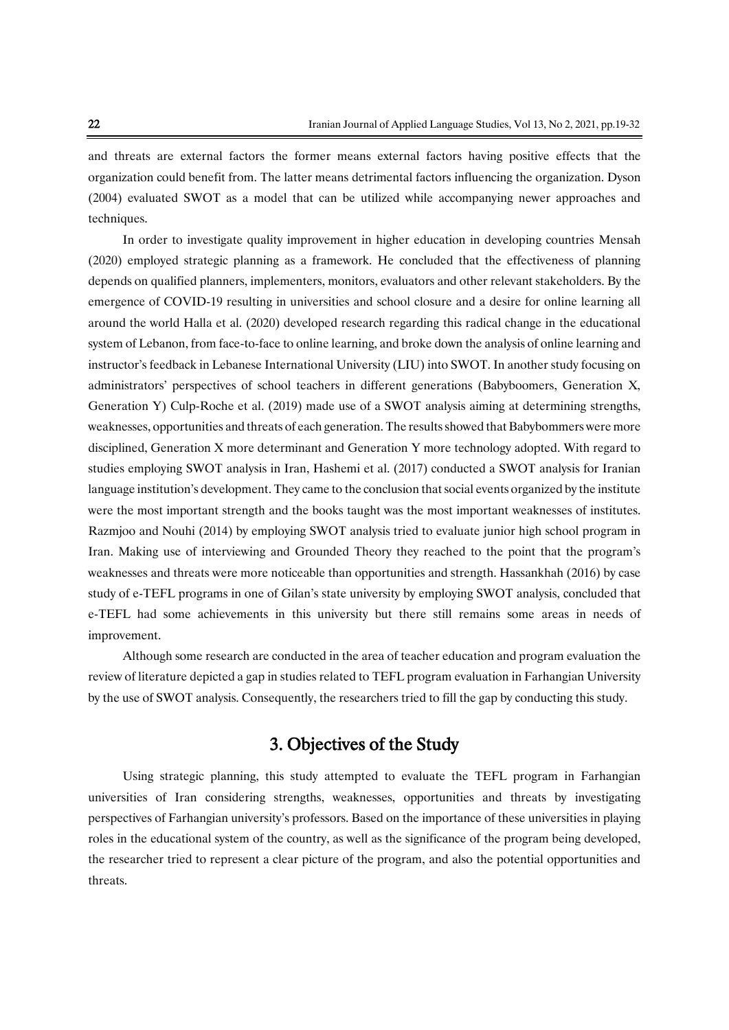and threats are external factors the former means external factors having positive effects that the organization could benefit from. The latter means detrimental factors influencing the organization. Dyson (2004) evaluated SWOT as a model that can be utilized while accompanying newer approaches and techniques.

In order to investigate quality improvement in higher education in developing countries Mensah (2020) employed strategic planning as a framework. He concluded that the effectiveness of planning depends on qualified planners, implementers, monitors, evaluators and other relevant stakeholders. By the emergence of COVID-19 resulting in universities and school closure and a desire for online learning all around the world Halla et al. (2020) developed research regarding this radical change in the educational system of Lebanon, from face-to-face to online learning, and broke down the analysis of online learning and instructor's feedback in Lebanese International University (LIU) into SWOT. In another study focusing on administrators' perspectives of school teachers in different generations (Babyboomers, Generation X, Generation Y) Culp-Roche et al. (2019) made use of a SWOT analysis aiming at determining strengths, weaknesses, opportunities and threats of each generation. The results showed that Babybommers were more disciplined, Generation X more determinant and Generation Y more technology adopted. With regard to studies employing SWOT analysis in Iran, Hashemi et al. (2017) conducted a SWOT analysis for Iranian language institution's development. They came to the conclusion that social events organized by the institute were the most important strength and the books taught was the most important weaknesses of institutes. Razmjoo and Nouhi (2014) by employing SWOT analysis tried to evaluate junior high school program in Iran. Making use of interviewing and Grounded Theory they reached to the point that the program's weaknesses and threats were more noticeable than opportunities and strength. Hassankhah (2016) by case study of e-TEFL programs in one of Gilan's state university by employing SWOT analysis, concluded that e-TEFL had some achievements in this university but there still remains some areas in needs of improvement.

Although some research are conducted in the area of teacher education and program evaluation the review of literature depicted a gap in studies related to TEFL program evaluation in Farhangian University by the use of SWOT analysis. Consequently, the researchers tried to fill the gap by conducting this study.

## 3. Objectives of the Study

Using strategic planning, this study attempted to evaluate the TEFL program in Farhangian universities of Iran considering strengths, weaknesses, opportunities and threats by investigating perspectives of Farhangian university's professors. Based on the importance of these universities in playing roles in the educational system of the country, as well as the significance of the program being developed, the researcher tried to represent a clear picture of the program, and also the potential opportunities and threats.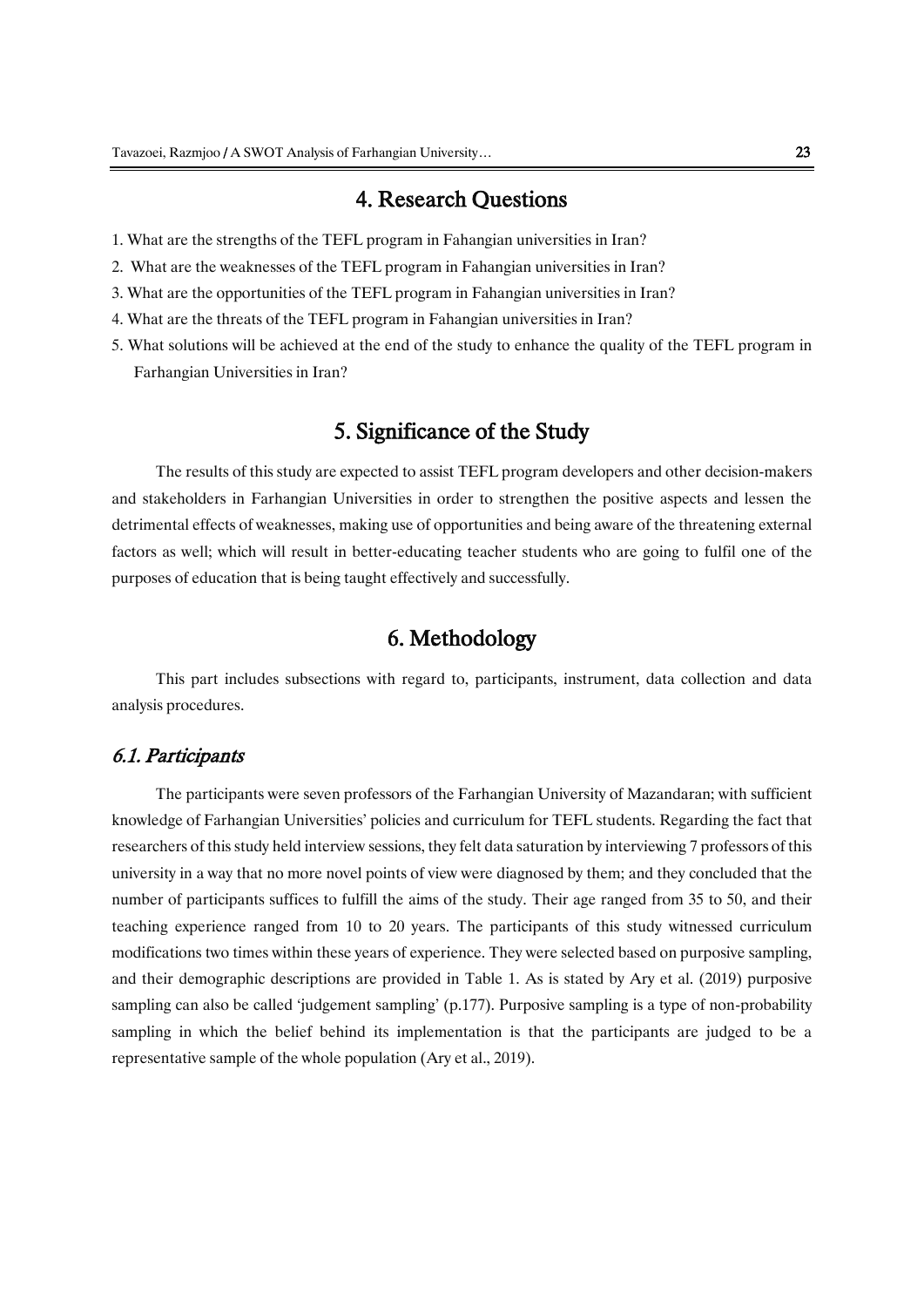## 4. Research Questions

1. What are the strengths of the TEFL program in Fahangian universities in Iran?
2. What are the weaknesses of the TEFL program in Fahangian universities in Iran?
3. What are the opportunities of the TEFL program in Fahangian universities in Iran?
4. What are the threats of the TEFL program in Fahangian universities in Iran?
5. What solutions will be achieved at the end of the study to enhance the quality of the TEFL program in Farhangian Universities in Iran?

## 5. Significance of the Study

The results of this study are expected to assist TEFL program developers and other decision-makers and stakeholders in Farhangian Universities in order to strengthen the positive aspects and lessen the detrimental effects of weaknesses, making use of opportunities and being aware of the threatening external factors as well; which will result in better-educating teacher students who are going to fulfil one of the purposes of education that is being taught effectively and successfully.

## 6. Methodology

This part includes subsections with regard to, participants, instrument, data collection and data analysis procedures.

### *6.1. Participants*

The participants were seven professors of the Farhangian University of Mazandaran; with sufficient knowledge of Farhangian Universities' policies and curriculum for TEFL students. Regarding the fact that researchers of this study held interview sessions, they felt data saturation by interviewing 7 professors of this university in a way that no more novel points of view were diagnosed by them; and they concluded that the number of participants suffices to fulfill the aims of the study. Their age ranged from 35 to 50, and their teaching experience ranged from 10 to 20 years. The participants of this study witnessed curriculum modifications two times within these years of experience. They were selected based on purposive sampling, and their demographic descriptions are provided in Table 1. As is stated by Ary et al. (2019) purposive sampling can also be called 'judgement sampling' (p.177). Purposive sampling is a type of non-probability sampling in which the belief behind its implementation is that the participants are judged to be a representative sample of the whole population (Ary et al., 2019).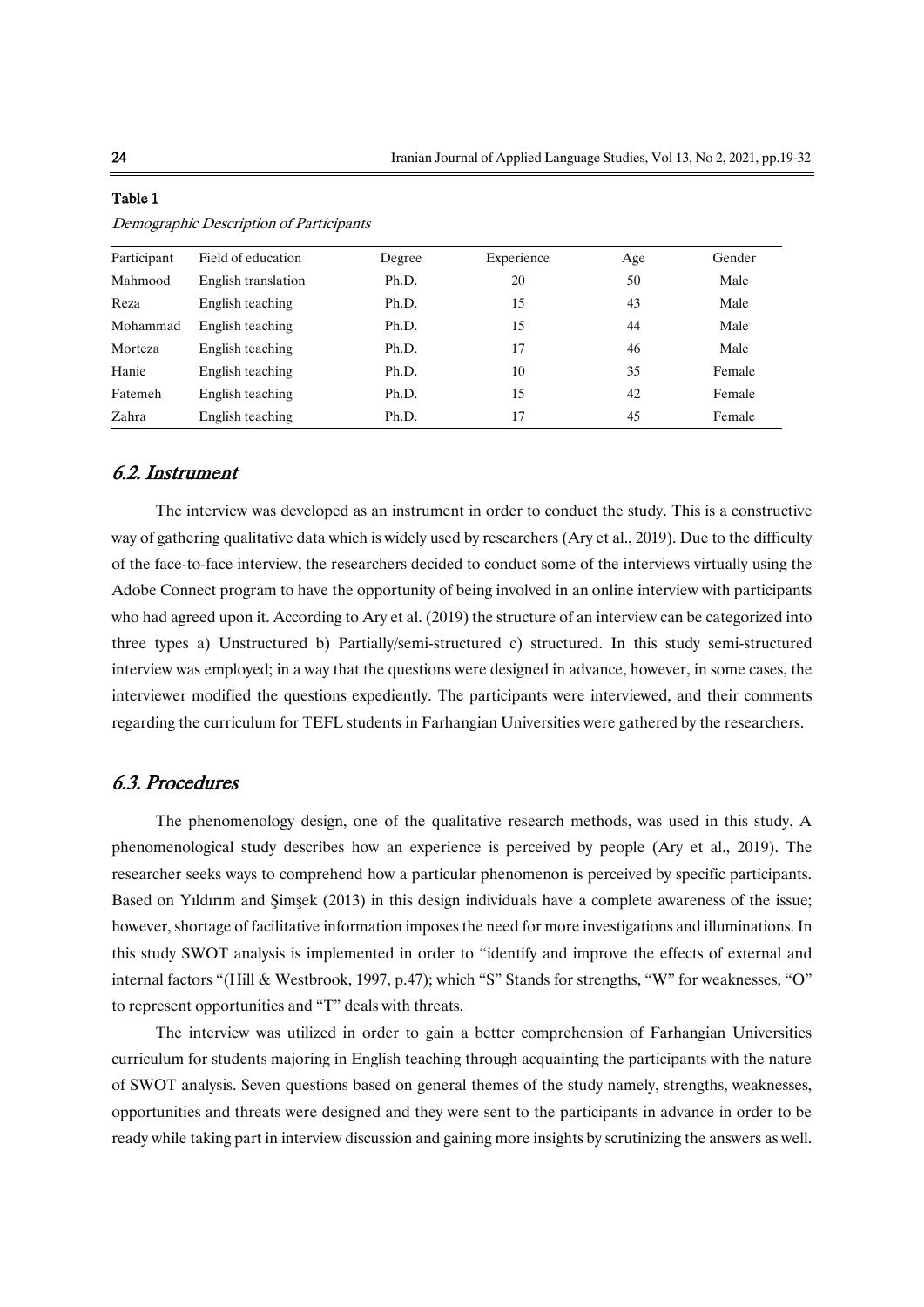**Table 1**

*Demographic Description of Participants*

| Participant | Field of education | Degree | Experience | Age | Gender |
|---|---|---|---|---|---|
| Mahmood | English translation | Ph.D. | 20 | 50 | Male |
| Reza | English teaching | Ph.D. | 15 | 43 | Male |
| Mohammad | English teaching | Ph.D. | 15 | 44 | Male |
| Morteza | English teaching | Ph.D. | 17 | 46 | Male |
| Hanie | English teaching | Ph.D. | 10 | 35 | Female |
| Fatemeh | English teaching | Ph.D. | 15 | 42 | Female |
| Zahra | English teaching | Ph.D. | 17 | 45 | Female |

## 6.2. Instrument

The interview was developed as an instrument in order to conduct the study. This is a constructive way of gathering qualitative data which is widely used by researchers (Ary et al., 2019). Due to the difficulty of the face-to-face interview, the researchers decided to conduct some of the interviews virtually using the Adobe Connect program to have the opportunity of being involved in an online interview with participants who had agreed upon it. According to Ary et al. (2019) the structure of an interview can be categorized into three types a) Unstructured b) Partially/semi-structured c) structured. In this study semi-structured interview was employed; in a way that the questions were designed in advance, however, in some cases, the interviewer modified the questions expediently. The participants were interviewed, and their comments regarding the curriculum for TEFL students in Farhangian Universities were gathered by the researchers.

## 6.3. Procedures

The phenomenology design, one of the qualitative research methods, was used in this study. A phenomenological study describes how an experience is perceived by people (Ary et al., 2019). The researcher seeks ways to comprehend how a particular phenomenon is perceived by specific participants. Based on Yıldırım and Şimşek (2013) in this design individuals have a complete awareness of the issue; however, shortage of facilitative information imposes the need for more investigations and illuminations. In this study SWOT analysis is implemented in order to "identify and improve the effects of external and internal factors "(Hill & Westbrook, 1997, p.47); which "S" Stands for strengths, "W" for weaknesses, "O" to represent opportunities and "T" deals with threats.

The interview was utilized in order to gain a better comprehension of Farhangian Universities curriculum for students majoring in English teaching through acquainting the participants with the nature of SWOT analysis. Seven questions based on general themes of the study namely, strengths, weaknesses, opportunities and threats were designed and they were sent to the participants in advance in order to be ready while taking part in interview discussion and gaining more insights by scrutinizing the answers as well.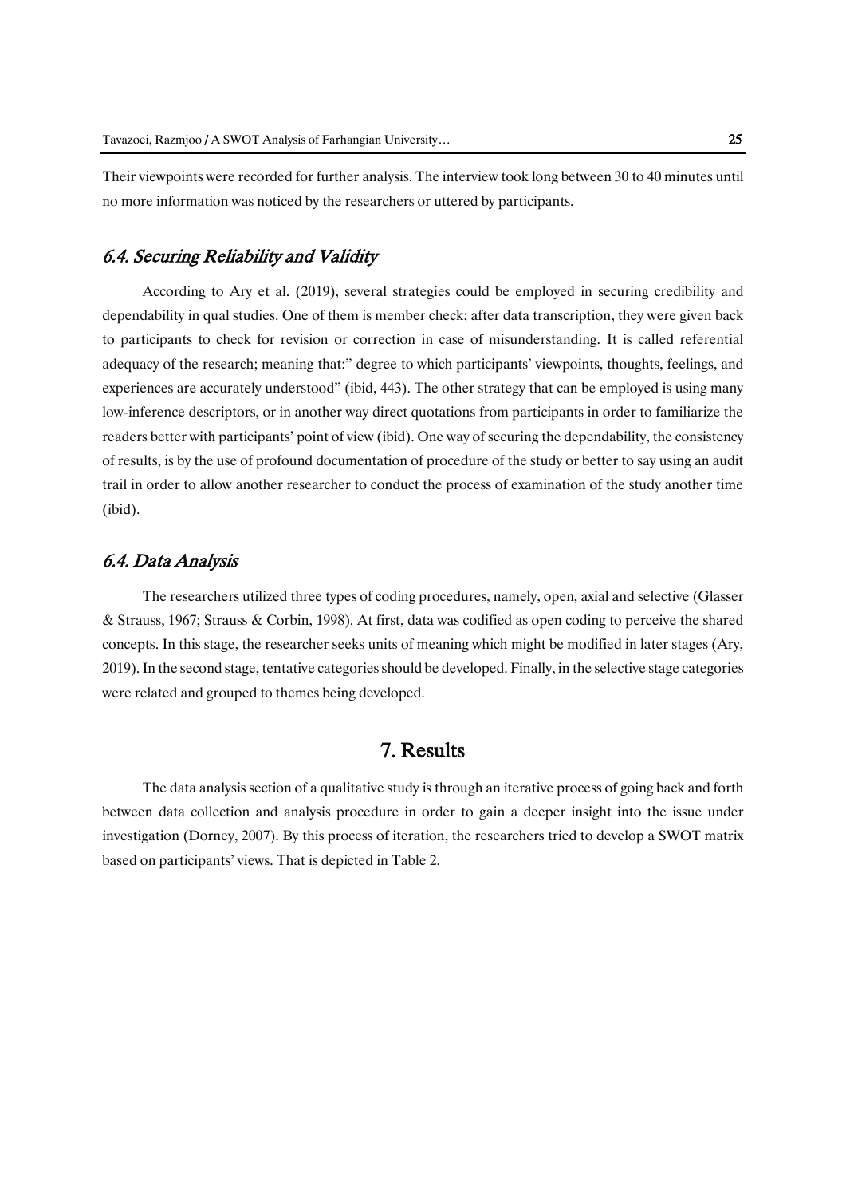Their viewpoints were recorded for further analysis. The interview took long between 30 to 40 minutes until no more information was noticed by the researchers or uttered by participants.

### *6.4. Securing Reliability and Validity*

According to Ary et al. (2019), several strategies could be employed in securing credibility and dependability in qual studies. One of them is member check; after data transcription, they were given back to participants to check for revision or correction in case of misunderstanding. It is called referential adequacy of the research; meaning that:" degree to which participants' viewpoints, thoughts, feelings, and experiences are accurately understood" (ibid, 443). The other strategy that can be employed is using many low-inference descriptors, or in another way direct quotations from participants in order to familiarize the readers better with participants' point of view (ibid). One way of securing the dependability, the consistency of results, is by the use of profound documentation of procedure of the study or better to say using an audit trail in order to allow another researcher to conduct the process of examination of the study another time (ibid).

### *6.4. Data Analysis*

The researchers utilized three types of coding procedures, namely, open, axial and selective (Glasser & Strauss, 1967; Strauss & Corbin, 1998). At first, data was codified as open coding to perceive the shared concepts. In this stage, the researcher seeks units of meaning which might be modified in later stages (Ary, 2019). In the second stage, tentative categories should be developed. Finally, in the selective stage categories were related and grouped to themes being developed.

## 7. Results

The data analysis section of a qualitative study is through an iterative process of going back and forth between data collection and analysis procedure in order to gain a deeper insight into the issue under investigation (Dorney, 2007). By this process of iteration, the researchers tried to develop a SWOT matrix based on participants' views. That is depicted in Table 2.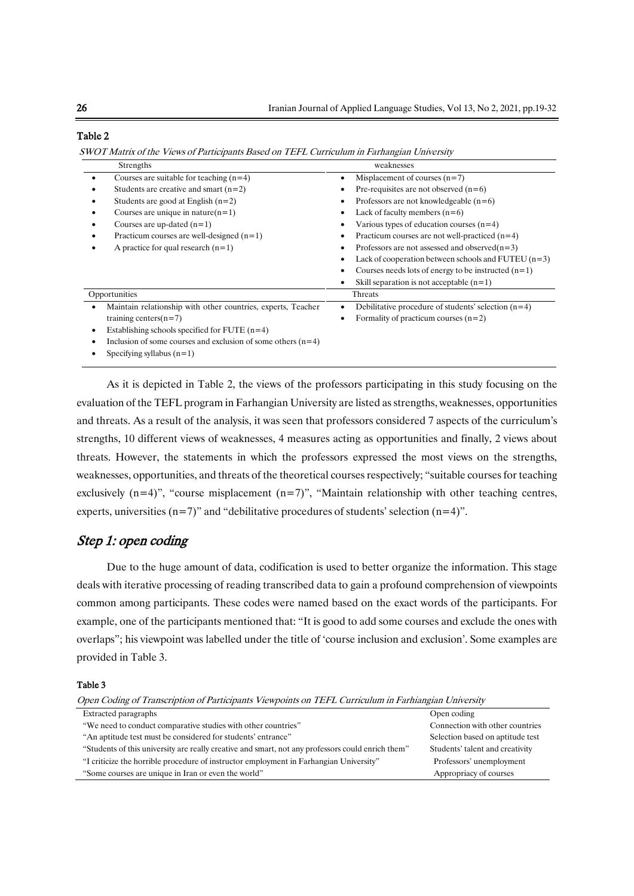**Table 2**

*SWOT Matrix of the Views of Participants Based on TEFL Curriculum in Farhangian University*

| Strengths | weaknesses |
|---|---|
| • Courses are suitable for teaching (n=4)<br>• Students are creative and smart (n=2)<br>• Students are good at English (n=2)<br>• Courses are unique in nature(n=1)<br>• Courses are up-dated (n=1)<br>• Practicum courses are well-designed (n=1)<br>• A practice for qual research (n=1) | • Misplacement of courses (n=7)<br>• Pre-requisites are not observed (n=6)<br>• Professors are not knowledgeable (n=6)<br>• Lack of faculty members (n=6)<br>• Various types of education courses (n=4)<br>• Practicum courses are not well-practiced (n=4)<br>• Professors are not assessed and observed(n=3)<br>• Lack of cooperation between schools and FUTEU (n=3)<br>• Courses needs lots of energy to be instructed (n=1)<br>• Skill separation is not acceptable (n=1) |
| **Opportunities** | **Threats** |
| • Maintain relationship with other countries, experts, Teacher training centers(n=7)<br>• Establishing schools specified for FUTE (n=4)<br>• Inclusion of some courses and exclusion of some others (n=4)<br>• Specifying syllabus (n=1) | • Debilitative procedure of students' selection (n=4)<br>• Formality of practicum courses (n=2) |

As it is depicted in Table 2, the views of the professors participating in this study focusing on the evaluation of the TEFL program in Farhangian University are listed as strengths, weaknesses, opportunities and threats. As a result of the analysis, it was seen that professors considered 7 aspects of the curriculum's strengths, 10 different views of weaknesses, 4 measures acting as opportunities and finally, 2 views about threats. However, the statements in which the professors expressed the most views on the strengths, weaknesses, opportunities, and threats of the theoretical courses respectively; "suitable courses for teaching exclusively (n=4)", "course misplacement (n=7)", "Maintain relationship with other teaching centres, experts, universities (n=7)" and "debilitative procedures of students' selection (n=4)".

## *Step 1: open coding*

Due to the huge amount of data, codification is used to better organize the information. This stage deals with iterative processing of reading transcribed data to gain a profound comprehension of viewpoints common among participants. These codes were named based on the exact words of the participants. For example, one of the participants mentioned that: "It is good to add some courses and exclude the ones with overlaps"; his viewpoint was labelled under the title of 'course inclusion and exclusion'. Some examples are provided in Table 3.

**Table 3**

*Open Coding of Transcription of Participants Viewpoints on TEFL Curriculum in Farhiangian University*

| Extracted paragraphs | Open coding |
|---|---|
| "We need to conduct comparative studies with other countries" | Connection with other countries |
| "An aptitude test must be considered for students' entrance" | Selection based on aptitude test |
| "Students of this university are really creative and smart, not any professors could enrich them" | Students' talent and creativity |
| "I criticize the horrible procedure of instructor employment in Farhangian University" | Professors' unemployment |
| "Some courses are unique in Iran or even the world" | Appropriacy of courses |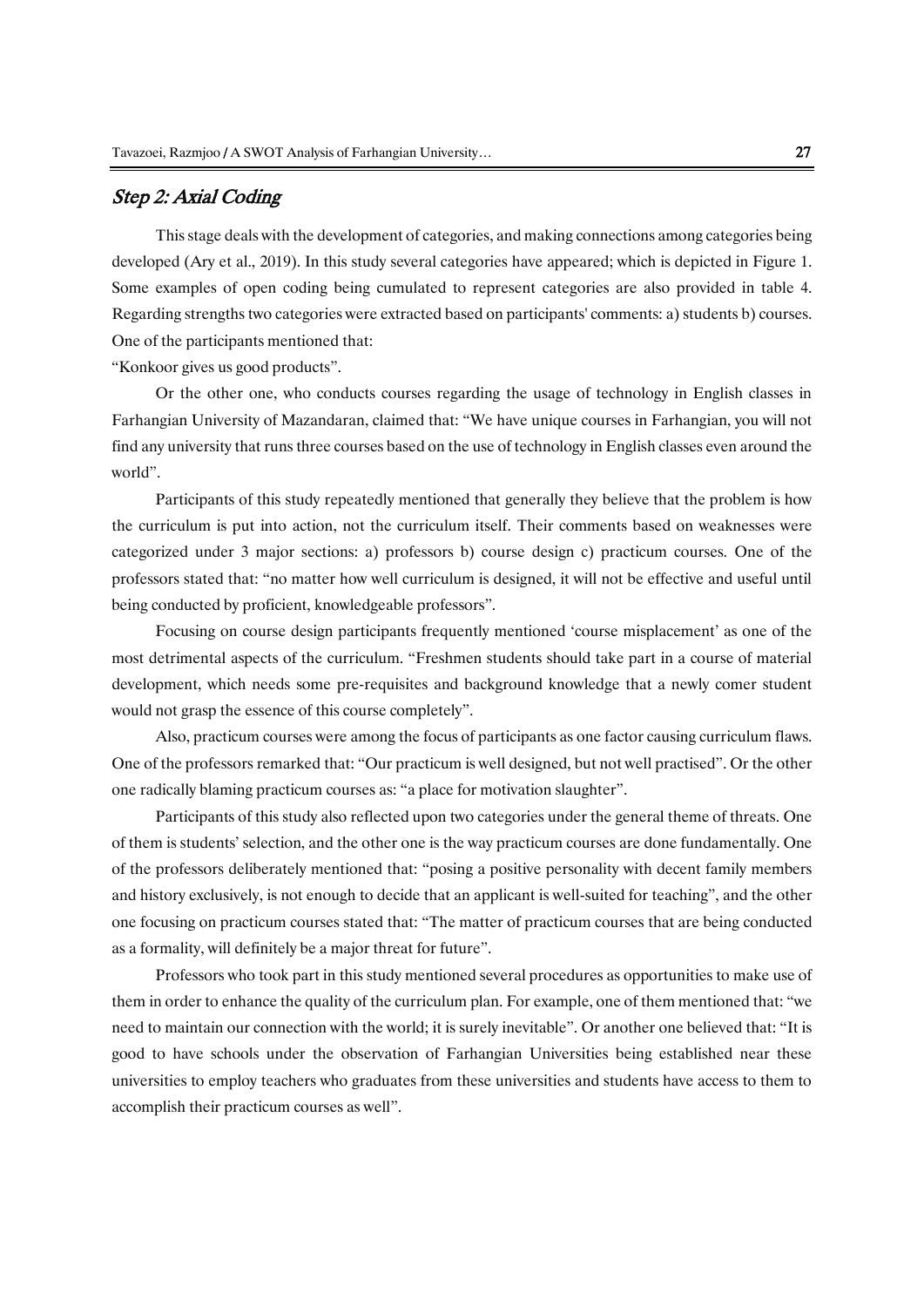## *Step 2: Axial Coding*

This stage deals with the development of categories, and making connections among categories being developed (Ary et al., 2019). In this study several categories have appeared; which is depicted in Figure 1. Some examples of open coding being cumulated to represent categories are also provided in table 4. Regarding strengths two categories were extracted based on participants' comments: a) students b) courses. One of the participants mentioned that:

"Konkoor gives us good products".

Or the other one, who conducts courses regarding the usage of technology in English classes in Farhangian University of Mazandaran, claimed that: "We have unique courses in Farhangian, you will not find any university that runs three courses based on the use of technology in English classes even around the world".

Participants of this study repeatedly mentioned that generally they believe that the problem is how the curriculum is put into action, not the curriculum itself. Their comments based on weaknesses were categorized under 3 major sections: a) professors b) course design c) practicum courses. One of the professors stated that: "no matter how well curriculum is designed, it will not be effective and useful until being conducted by proficient, knowledgeable professors".

Focusing on course design participants frequently mentioned 'course misplacement' as one of the most detrimental aspects of the curriculum. "Freshmen students should take part in a course of material development, which needs some pre-requisites and background knowledge that a newly comer student would not grasp the essence of this course completely".

Also, practicum courses were among the focus of participants as one factor causing curriculum flaws. One of the professors remarked that: "Our practicum is well designed, but not well practised". Or the other one radically blaming practicum courses as: "a place for motivation slaughter".

Participants of this study also reflected upon two categories under the general theme of threats. One of them is students' selection, and the other one is the way practicum courses are done fundamentally. One of the professors deliberately mentioned that: "posing a positive personality with decent family members and history exclusively, is not enough to decide that an applicant is well-suited for teaching", and the other one focusing on practicum courses stated that: "The matter of practicum courses that are being conducted as a formality, will definitely be a major threat for future".

Professors who took part in this study mentioned several procedures as opportunities to make use of them in order to enhance the quality of the curriculum plan. For example, one of them mentioned that: "we need to maintain our connection with the world; it is surely inevitable". Or another one believed that: "It is good to have schools under the observation of Farhangian Universities being established near these universities to employ teachers who graduates from these universities and students have access to them to accomplish their practicum courses as well".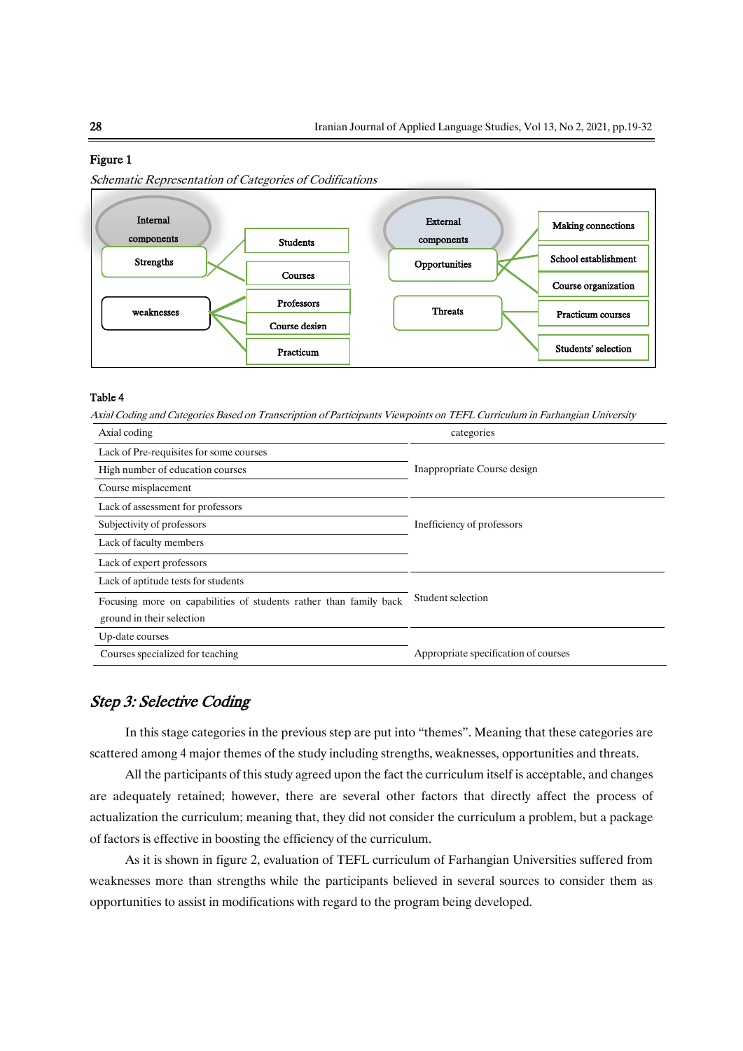**Figure 1**

*Schematic Representation of Categories of Codifications*

Internal components

Strengths

Students

Courses

weaknesses

Professors

Course design

Practicum

External components

Opportunities

Threats

Making connections

School establishment

Course organization

Practicum courses

Students' selection

**Table 4**

*Axial Coding and Categories Based on Transcription of Participants Viewpoints on TEFL Curriculum in Farhangian University*

| Axial coding | categories |
|---|---|
| Lack of Pre-requisites for some courses | Inappropriate Course design |
| High number of education courses | |
| Course misplacement | |
| Lack of assessment for professors | Inefficiency of professors |
| Subjectivity of professors | |
| Lack of faculty members | |
| Lack of expert professors | |
| Lack of aptitude tests for students | Student selection |
| Focusing more on capabilities of students rather than family back ground in their selection | |
| Up-date courses | Appropriate specification of courses |
| Courses specialized for teaching | |

## *Step 3: Selective Coding*

In this stage categories in the previous step are put into "themes". Meaning that these categories are scattered among 4 major themes of the study including strengths, weaknesses, opportunities and threats.

All the participants of this study agreed upon the fact the curriculum itself is acceptable, and changes are adequately retained; however, there are several other factors that directly affect the process of actualization the curriculum; meaning that, they did not consider the curriculum a problem, but a package of factors is effective in boosting the efficiency of the curriculum.

As it is shown in figure 2, evaluation of TEFL curriculum of Farhangian Universities suffered from weaknesses more than strengths while the participants believed in several sources to consider them as opportunities to assist in modifications with regard to the program being developed.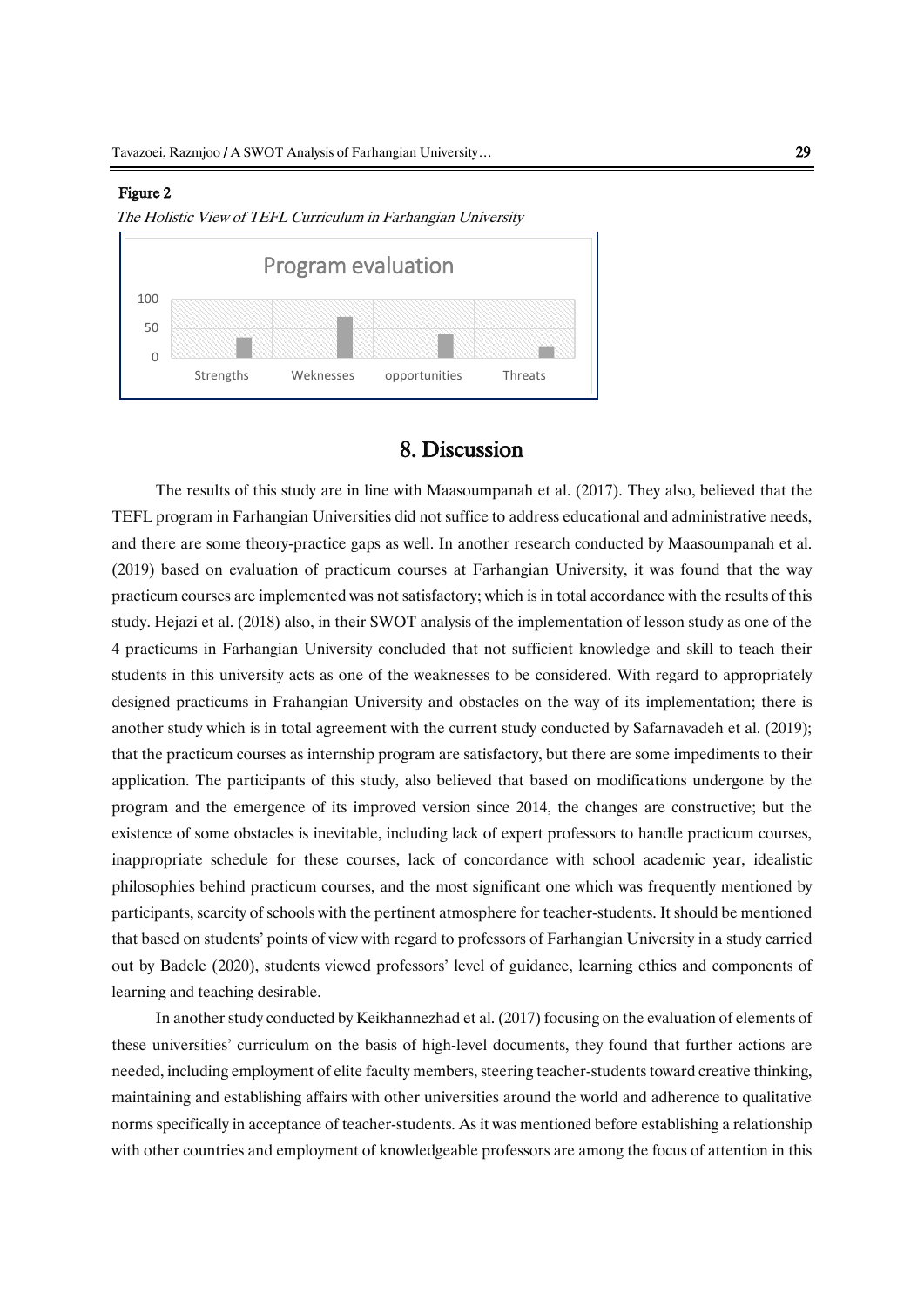**Figure 2**

*The Holistic View of TEFL Curriculum in Farhangian University*

## 8. Discussion

The results of this study are in line with Maasoumpanah et al. (2017). They also, believed that the TEFL program in Farhangian Universities did not suffice to address educational and administrative needs, and there are some theory-practice gaps as well. In another research conducted by Maasoumpanah et al. (2019) based on evaluation of practicum courses at Farhangian University, it was found that the way practicum courses are implemented was not satisfactory; which is in total accordance with the results of this study. Hejazi et al. (2018) also, in their SWOT analysis of the implementation of lesson study as one of the 4 practicums in Farhangian University concluded that not sufficient knowledge and skill to teach their students in this university acts as one of the weaknesses to be considered. With regard to appropriately designed practicums in Frahangian University and obstacles on the way of its implementation; there is another study which is in total agreement with the current study conducted by Safarnavadeh et al. (2019); that the practicum courses as internship program are satisfactory, but there are some impediments to their application. The participants of this study, also believed that based on modifications undergone by the program and the emergence of its improved version since 2014, the changes are constructive; but the existence of some obstacles is inevitable, including lack of expert professors to handle practicum courses, inappropriate schedule for these courses, lack of concordance with school academic year, idealistic philosophies behind practicum courses, and the most significant one which was frequently mentioned by participants, scarcity of schools with the pertinent atmosphere for teacher-students. It should be mentioned that based on students' points of view with regard to professors of Farhangian University in a study carried out by Badele (2020), students viewed professors' level of guidance, learning ethics and components of learning and teaching desirable.

In another study conducted by Keikhannezhad et al. (2017) focusing on the evaluation of elements of these universities' curriculum on the basis of high-level documents, they found that further actions are needed, including employment of elite faculty members, steering teacher-students toward creative thinking, maintaining and establishing affairs with other universities around the world and adherence to qualitative norms specifically in acceptance of teacher-students. As it was mentioned before establishing a relationship with other countries and employment of knowledgeable professors are among the focus of attention in this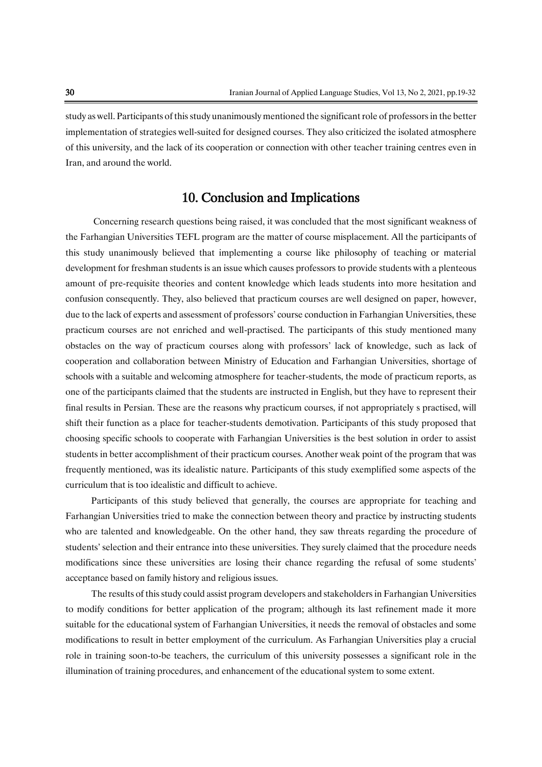study as well. Participants of this study unanimously mentioned the significant role of professors in the better implementation of strategies well-suited for designed courses. They also criticized the isolated atmosphere of this university, and the lack of its cooperation or connection with other teacher training centres even in Iran, and around the world.

## 10. Conclusion and Implications

Concerning research questions being raised, it was concluded that the most significant weakness of the Farhangian Universities TEFL program are the matter of course misplacement. All the participants of this study unanimously believed that implementing a course like philosophy of teaching or material development for freshman students is an issue which causes professors to provide students with a plenteous amount of pre-requisite theories and content knowledge which leads students into more hesitation and confusion consequently. They, also believed that practicum courses are well designed on paper, however, due to the lack of experts and assessment of professors' course conduction in Farhangian Universities, these practicum courses are not enriched and well-practised. The participants of this study mentioned many obstacles on the way of practicum courses along with professors' lack of knowledge, such as lack of cooperation and collaboration between Ministry of Education and Farhangian Universities, shortage of schools with a suitable and welcoming atmosphere for teacher-students, the mode of practicum reports, as one of the participants claimed that the students are instructed in English, but they have to represent their final results in Persian. These are the reasons why practicum courses, if not appropriately s practised, will shift their function as a place for teacher-students demotivation. Participants of this study proposed that choosing specific schools to cooperate with Farhangian Universities is the best solution in order to assist students in better accomplishment of their practicum courses. Another weak point of the program that was frequently mentioned, was its idealistic nature. Participants of this study exemplified some aspects of the curriculum that is too idealistic and difficult to achieve.

Participants of this study believed that generally, the courses are appropriate for teaching and Farhangian Universities tried to make the connection between theory and practice by instructing students who are talented and knowledgeable. On the other hand, they saw threats regarding the procedure of students' selection and their entrance into these universities. They surely claimed that the procedure needs modifications since these universities are losing their chance regarding the refusal of some students' acceptance based on family history and religious issues.

The results of this study could assist program developers and stakeholders in Farhangian Universities to modify conditions for better application of the program; although its last refinement made it more suitable for the educational system of Farhangian Universities, it needs the removal of obstacles and some modifications to result in better employment of the curriculum. As Farhangian Universities play a crucial role in training soon-to-be teachers, the curriculum of this university possesses a significant role in the illumination of training procedures, and enhancement of the educational system to some extent.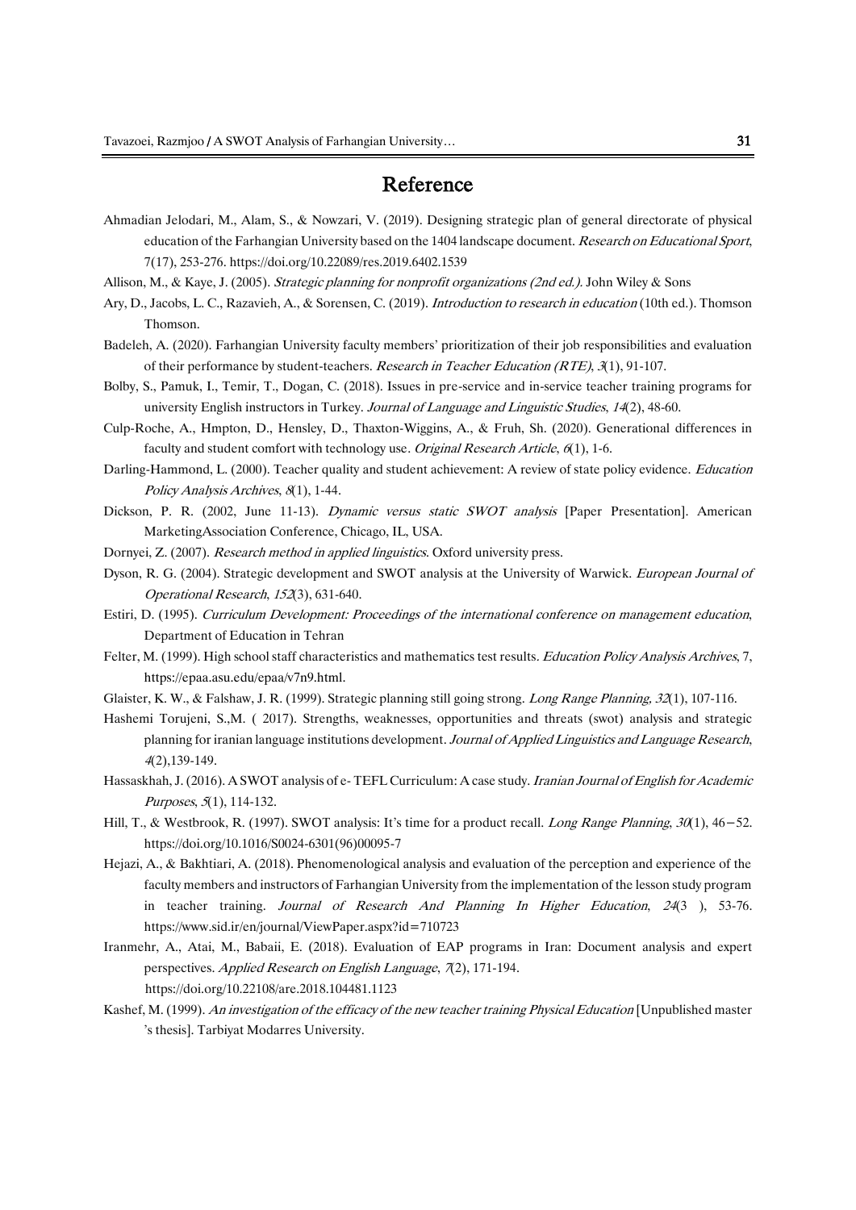# Reference

Ahmadian Jelodari, M., Alam, S., & Nowzari, V. (2019). Designing strategic plan of general directorate of physical education of the Farhangian University based on the 1404 landscape document. *Research on Educational Sport*, 7(17), 253-276. https://doi.org/10.22089/res.2019.6402.1539

Allison, M., & Kaye, J. (2005). *Strategic planning for nonprofit organizations (2nd ed.).* John Wiley & Sons

Ary, D., Jacobs, L. C., Razavieh, A., & Sorensen, C. (2019). *Introduction to research in education* (10th ed.). Thomson Thomson.

Badeleh, A. (2020). Farhangian University faculty members' prioritization of their job responsibilities and evaluation of their performance by student-teachers. *Research in Teacher Education (RTE)*, *3*(1), 91-107.

Bolby, S., Pamuk, I., Temir, T., Dogan, C. (2018). Issues in pre-service and in-service teacher training programs for university English instructors in Turkey. *Journal of Language and Linguistic Studies*, *14*(2), 48-60.

Culp-Roche, A., Hmpton, D., Hensley, D., Thaxton-Wiggins, A., & Fruh, Sh. (2020). Generational differences in faculty and student comfort with technology use. *Original Research Article*, *6*(1), 1-6.

Darling-Hammond, L. (2000). Teacher quality and student achievement: A review of state policy evidence. *Education Policy Analysis Archives*, *8*(1), 1-44.

Dickson, P. R. (2002, June 11-13). *Dynamic versus static SWOT analysis* [Paper Presentation]. American MarketingAssociation Conference, Chicago, IL, USA.

Dornyei, Z. (2007). *Research method in applied linguistics*. Oxford university press.

Dyson, R. G. (2004). Strategic development and SWOT analysis at the University of Warwick. *European Journal of Operational Research*, *152*(3), 631-640.

Estiri, D. (1995). *Curriculum Development: Proceedings of the international conference on management education*, Department of Education in Tehran

Felter, M. (1999). High school staff characteristics and mathematics test results. *Education Policy Analysis Archives*, 7, https://epaa.asu.edu/epaa/v7n9.html.

Glaister, K. W., & Falshaw, J. R. (1999). Strategic planning still going strong. *Long Range Planning, 32*(1), 107-116.

Hashemi Torujeni, S.,M. ( 2017). Strengths, weaknesses, opportunities and threats (swot) analysis and strategic planning for iranian language institutions development. *Journal of Applied Linguistics and Language Research*, *4*(2),139-149.

Hassaskhah, J. (2016). A SWOT analysis of e- TEFL Curriculum: A case study. *Iranian Journal of English for Academic Purposes*, *5*(1), 114-132.

Hill, T., & Westbrook, R. (1997). SWOT analysis: It's time for a product recall. *Long Range Planning*, *30*(1), 46–52. https://doi.org/10.1016/S0024-6301(96)00095-7

Hejazi, A., & Bakhtiari, A. (2018). Phenomenological analysis and evaluation of the perception and experience of the faculty members and instructors of Farhangian University from the implementation of the lesson study program in teacher training. *Journal of Research And Planning In Higher Education*, *24*(3 ), 53-76. https://www.sid.ir/en/journal/ViewPaper.aspx?id=710723

Iranmehr, A., Atai, M., Babaii, E. (2018). Evaluation of EAP programs in Iran: Document analysis and expert perspectives. *Applied Research on English Language*, *7*(2), 171-194. https://doi.org/10.22108/are.2018.104481.1123

Kashef, M. (1999). *An investigation of the efficacy of the new teacher training Physical Education* [Unpublished master 's thesis]. Tarbiyat Modarres University.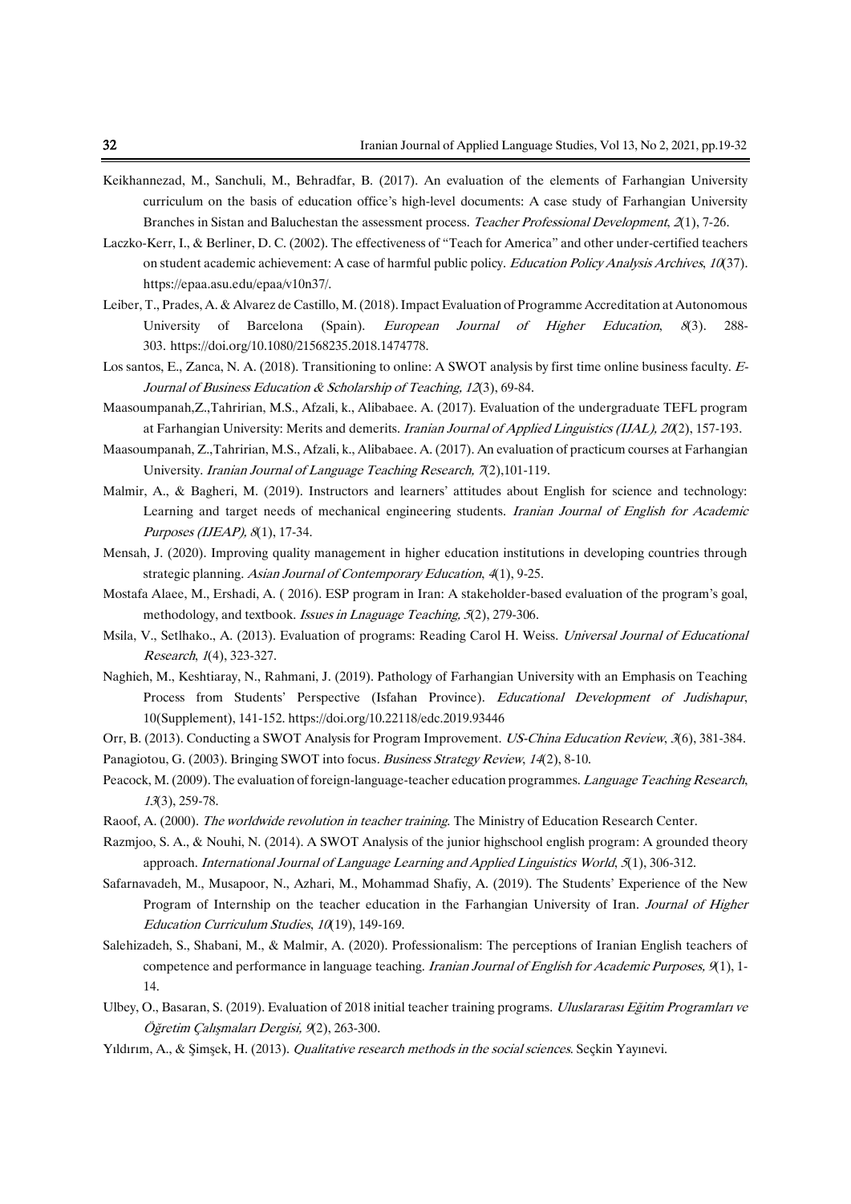Keikhannezad, M., Sanchuli, M., Behradfar, B. (2017). An evaluation of the elements of Farhangian University curriculum on the basis of education office's high-level documents: A case study of Farhangian University Branches in Sistan and Baluchestan the assessment process. *Teacher Professional Development*, *2*(1), 7-26.

Laczko-Kerr, I., & Berliner, D. C. (2002). The effectiveness of "Teach for America" and other under-certified teachers on student academic achievement: A case of harmful public policy. *Education Policy Analysis Archives*, *10*(37). https://epaa.asu.edu/epaa/v10n37/.

Leiber, T., Prades, A. & Alvarez de Castillo, M. (2018). Impact Evaluation of Programme Accreditation at Autonomous University of Barcelona (Spain). *European Journal of Higher Education*, *8*(3). 288-303. https://doi.org/10.1080/21568235.2018.1474778.

Los santos, E., Zanca, N. A. (2018). Transitioning to online: A SWOT analysis by first time online business faculty. *E-Journal of Business Education & Scholarship of Teaching, 12*(3), 69-84.

Maasoumpanah,Z.,Tahririan, M.S., Afzali, k., Alibabaee. A. (2017). Evaluation of the undergraduate TEFL program at Farhangian University: Merits and demerits. *Iranian Journal of Applied Linguistics (IJAL), 20*(2), 157-193.

Maasoumpanah, Z.,Tahririan, M.S., Afzali, k., Alibabaee. A. (2017). An evaluation of practicum courses at Farhangian University. *Iranian Journal of Language Teaching Research, 7*(2),101-119.

Malmir, A., & Bagheri, M. (2019). Instructors and learners' attitudes about English for science and technology: Learning and target needs of mechanical engineering students. *Iranian Journal of English for Academic Purposes (IJEAP), 8*(1), 17-34.

Mensah, J. (2020). Improving quality management in higher education institutions in developing countries through strategic planning. *Asian Journal of Contemporary Education*, *4*(1), 9-25.

Mostafa Alaee, M., Ershadi, A. ( 2016). ESP program in Iran: A stakeholder-based evaluation of the program's goal, methodology, and textbook. *Issues in Lnaguage Teaching, 5*(2), 279-306.

Msila, V., Setlhako., A. (2013). Evaluation of programs: Reading Carol H. Weiss. *Universal Journal of Educational Research*, *1*(4), 323-327.

Naghieh, M., Keshtiaray, N., Rahmani, J. (2019). Pathology of Farhangian University with an Emphasis on Teaching Process from Students' Perspective (Isfahan Province). *Educational Development of Judishapur*, 10(Supplement), 141-152. https://doi.org/10.22118/edc.2019.93446

Orr, B. (2013). Conducting a SWOT Analysis for Program Improvement. *US-China Education Review*, *3*(6), 381-384.

Panagiotou, G. (2003). Bringing SWOT into focus. *Business Strategy Review*, *14*(2), 8-10.

Peacock, M. (2009). The evaluation of foreign-language-teacher education programmes. *Language Teaching Research*, *13*(3), 259-78.

Raoof, A. (2000). *The worldwide revolution in teacher training*. The Ministry of Education Research Center.

Razmjoo, S. A., & Nouhi, N. (2014). A SWOT Analysis of the junior highschool english program: A grounded theory approach. *International Journal of Language Learning and Applied Linguistics World*, *5*(1), 306-312.

Safarnavadeh, M., Musapoor, N., Azhari, M., Mohammad Shafiy, A. (2019). The Students' Experience of the New Program of Internship on the teacher education in the Farhangian University of Iran. *Journal of Higher Education Curriculum Studies*, *10*(19), 149-169.

Salehizadeh, S., Shabani, M., & Malmir, A. (2020). Professionalism: The perceptions of Iranian English teachers of competence and performance in language teaching. *Iranian Journal of English for Academic Purposes, 9*(1), 1-14.

Ulbey, O., Basaran, S. (2019). Evaluation of 2018 initial teacher training programs. *Uluslararası Eğitim Programları ve Öğretim Çalışmaları Dergisi, 9*(2), 263-300.

Yıldırım, A., & Şimşek, H. (2013). *Qualitative research methods in the social sciences*. Seçkin Yayınevi.